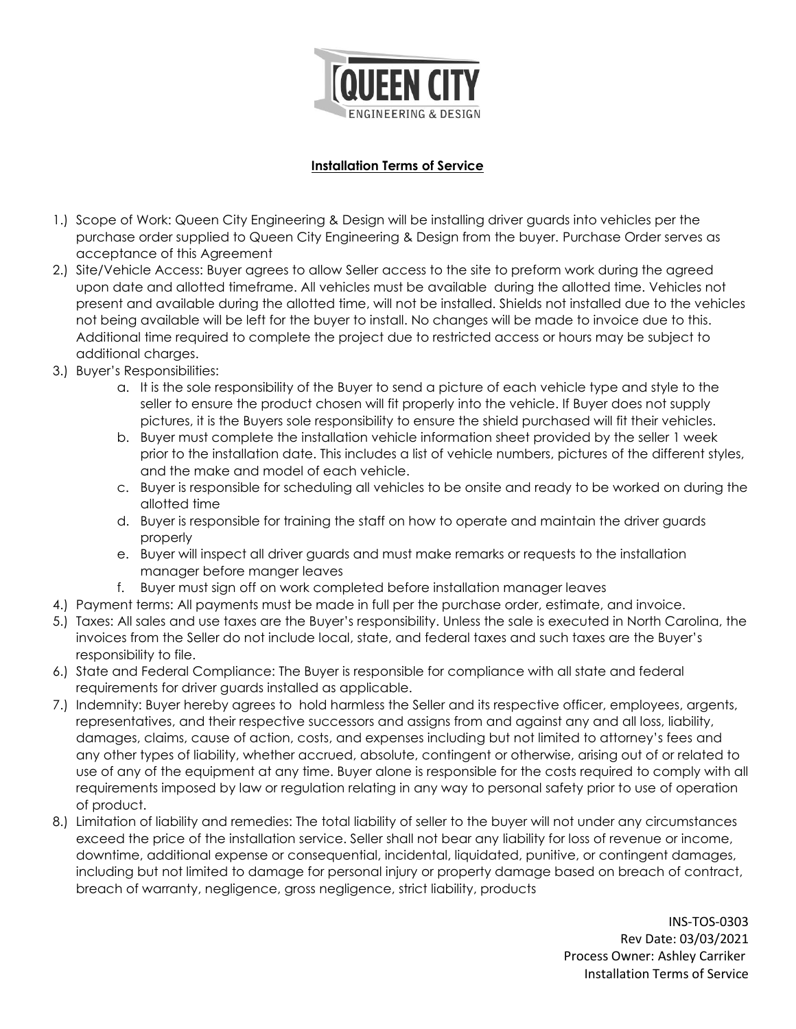# QUEEN CITY
ENGINEERING & DESIGN

## Installation Terms of Service

1.) Scope of Work: Queen City Engineering & Design will be installing driver guards into vehicles per the purchase order supplied to Queen City Engineering & Design from the buyer. Purchase Order serves as acceptance of this Agreement

2.) Site/Vehicle Access: Buyer agrees to allow Seller access to the site to preform work during the agreed upon date and allotted timeframe. All vehicles must be available during the allotted time. Vehicles not present and available during the allotted time, will not be installed. Shields not installed due to the vehicles not being available will be left for the buyer to install. No changes will be made to invoice due to this. Additional time required to complete the project due to restricted access or hours may be subject to additional charges.

3.) Buyer's Responsibilities:
   a. It is the sole responsibility of the Buyer to send a picture of each vehicle type and style to the seller to ensure the product chosen will fit properly into the vehicle. If Buyer does not supply pictures, it is the Buyers sole responsibility to ensure the shield purchased will fit their vehicles.
   b. Buyer must complete the installation vehicle information sheet provided by the seller 1 week prior to the installation date. This includes a list of vehicle numbers, pictures of the different styles, and the make and model of each vehicle.
   c. Buyer is responsible for scheduling all vehicles to be onsite and ready to be worked on during the allotted time
   d. Buyer is responsible for training the staff on how to operate and maintain the driver guards properly
   e. Buyer will inspect all driver guards and must make remarks or requests to the installation manager before manger leaves
   f. Buyer must sign off on work completed before installation manager leaves

4.) Payment terms: All payments must be made in full per the purchase order, estimate, and invoice.

5.) Taxes: All sales and use taxes are the Buyer's responsibility. Unless the sale is executed in North Carolina, the invoices from the Seller do not include local, state, and federal taxes and such taxes are the Buyer's responsibility to file.

6.) State and Federal Compliance: The Buyer is responsible for compliance with all state and federal requirements for driver guards installed as applicable.

7.) Indemnity: Buyer hereby agrees to hold harmless the Seller and its respective officer, employees, argents, representatives, and their respective successors and assigns from and against any and all loss, liability, damages, claims, cause of action, costs, and expenses including but not limited to attorney's fees and any other types of liability, whether accrued, absolute, contingent or otherwise, arising out of or related to use of any of the equipment at any time. Buyer alone is responsible for the costs required to comply with all requirements imposed by law or regulation relating in any way to personal safety prior to use of operation of product.

8.) Limitation of liability and remedies: The total liability of seller to the buyer will not under any circumstances exceed the price of the installation service. Seller shall not bear any liability for loss of revenue or income, downtime, additional expense or consequential, incidental, liquidated, punitive, or contingent damages, including but not limited to damage for personal injury or property damage based on breach of contract, breach of warranty, negligence, gross negligence, strict liability, products

INS-TOS-0303
Rev Date: 03/03/2021
Process Owner: Ashley Carriker
Installation Terms of Service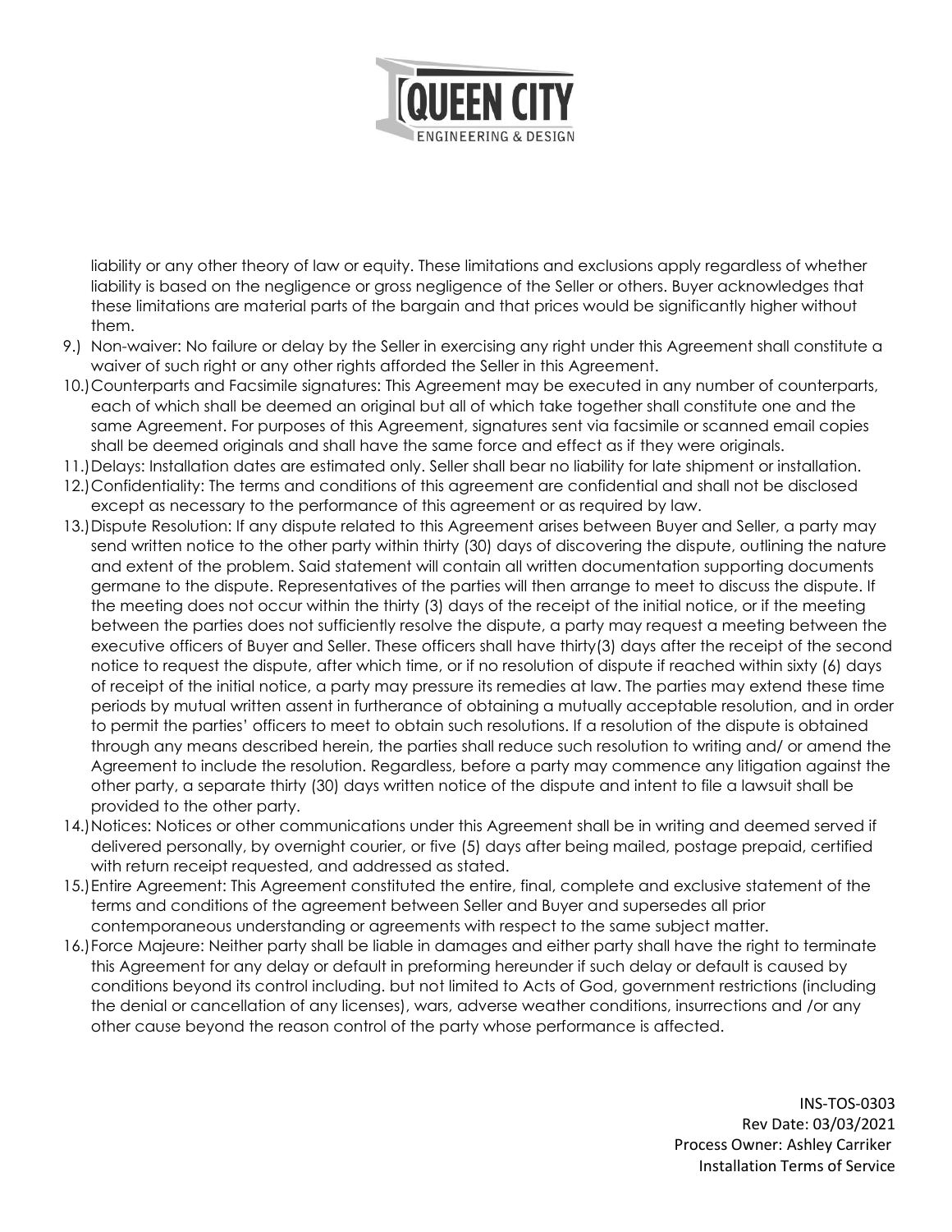liability or any other theory of law or equity. These limitations and exclusions apply regardless of whether liability is based on the negligence or gross negligence of the Seller or others. Buyer acknowledges that these limitations are material parts of the bargain and that prices would be significantly higher without them.

9.) Non-waiver: No failure or delay by the Seller in exercising any right under this Agreement shall constitute a waiver of such right or any other rights afforded the Seller in this Agreement.

10.) Counterparts and Facsimile signatures: This Agreement may be executed in any number of counterparts, each of which shall be deemed an original but all of which take together shall constitute one and the same Agreement. For purposes of this Agreement, signatures sent via facsimile or scanned email copies shall be deemed originals and shall have the same force and effect as if they were originals.

11.) Delays: Installation dates are estimated only. Seller shall bear no liability for late shipment or installation.

12.) Confidentiality: The terms and conditions of this agreement are confidential and shall not be disclosed except as necessary to the performance of this agreement or as required by law.

13.) Dispute Resolution: If any dispute related to this Agreement arises between Buyer and Seller, a party may send written notice to the other party within thirty (30) days of discovering the dispute, outlining the nature and extent of the problem. Said statement will contain all written documentation supporting documents germane to the dispute. Representatives of the parties will then arrange to meet to discuss the dispute. If the meeting does not occur within the thirty (3) days of the receipt of the initial notice, or if the meeting between the parties does not sufficiently resolve the dispute, a party may request a meeting between the executive officers of Buyer and Seller. These officers shall have thirty(3) days after the receipt of the second notice to request the dispute, after which time, or if no resolution of dispute if reached within sixty (6) days of receipt of the initial notice, a party may pressure its remedies at law. The parties may extend these time periods by mutual written assent in furtherance of obtaining a mutually acceptable resolution, and in order to permit the parties' officers to meet to obtain such resolutions. If a resolution of the dispute is obtained through any means described herein, the parties shall reduce such resolution to writing and/ or amend the Agreement to include the resolution. Regardless, before a party may commence any litigation against the other party, a separate thirty (30) days written notice of the dispute and intent to file a lawsuit shall be provided to the other party.

14.) Notices: Notices or other communications under this Agreement shall be in writing and deemed served if delivered personally, by overnight courier, or five (5) days after being mailed, postage prepaid, certified with return receipt requested, and addressed as stated.

15.) Entire Agreement: This Agreement constituted the entire, final, complete and exclusive statement of the terms and conditions of the agreement between Seller and Buyer and supersedes all prior contemporaneous understanding or agreements with respect to the same subject matter.

16.) Force Majeure: Neither party shall be liable in damages and either party shall have the right to terminate this Agreement for any delay or default in preforming hereunder if such delay or default is caused by conditions beyond its control including. but not limited to Acts of God, government restrictions (including the denial or cancellation of any licenses), wars, adverse weather conditions, insurrections and /or any other cause beyond the reason control of the party whose performance is affected.

INS-TOS-0303
Rev Date: 03/03/2021
Process Owner: Ashley Carriker
Installation Terms of Service